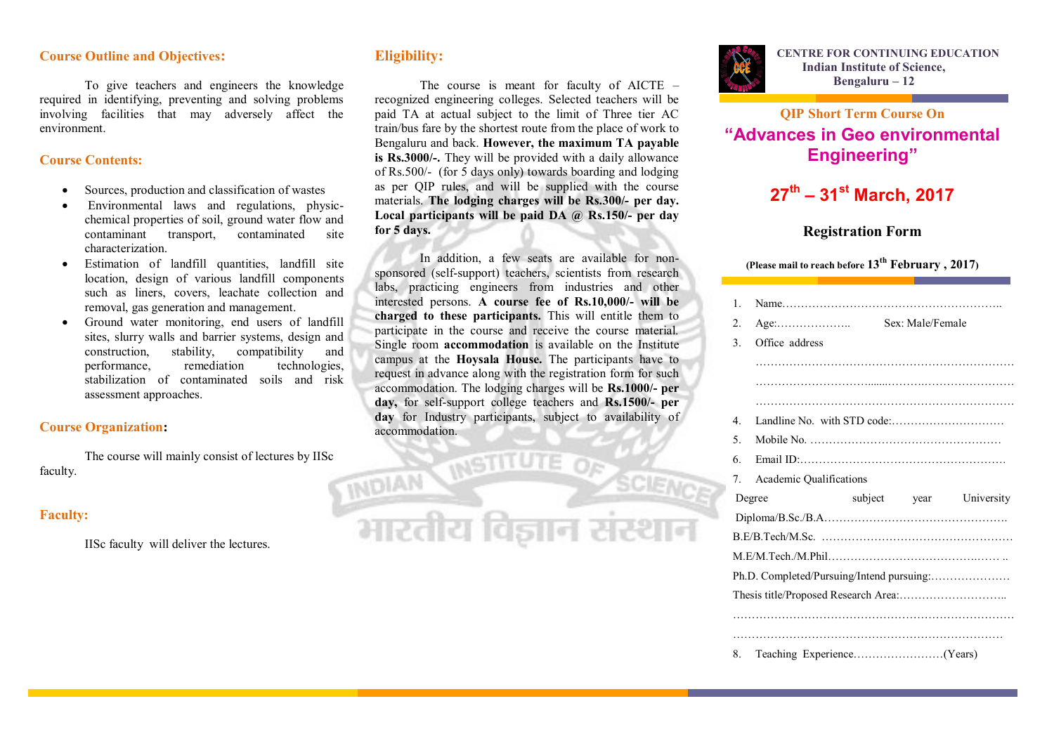## Course Outline and Objectives:

To give teachers and engineers the knowledge required in identifying, preventing and solving problems involving facilities that may adversely affect the environment.

## Course Contents:

- Sources, production and classification of wastes
- Environmental laws and regulations, physic-chemical properties of soil, ground water flow and contaminant transport, contaminated site characterization.
- Estimation of landfill quantities, landfill site location, design of various landfill components such as liners, covers, leachate collection and removal, gas generation and management.
- Ground water monitoring, end users of landfill sites, slurry walls and barrier systems, design and construction, stability, compatibility and performance, remediation technologies, stabilization of contaminated soils and risk assessment approaches.

## Course Organization:

The course will mainly consist of lectures by IISc faculty.

## Faculty:

IISc faculty will deliver the lectures.

## Eligibility:

The course is meant for faculty of AICTE – recognized engineering colleges. Selected teachers will be paid TA at actual subject to the limit of Three tier AC train/bus fare by the shortest route from the place of work to Bengaluru and back. **However, the maximum TA payable is Rs.3000/-.** They will be provided with a daily allowance of Rs.500/- (for 5 days only) towards boarding and lodging as per QIP rules, and will be supplied with the course materials. **The lodging charges will be Rs.300/- per day. Local participants will be paid DA @ Rs.150/- per day for 5 days.**

In addition, a few seats are available for non-sponsored (self-support) teachers, scientists from research labs, practicing engineers from industries and other interested persons. **A course fee of Rs.10,000/- will be charged to these participants.** This will entitle them to participate in the course and receive the course material. Single room **accommodation** is available on the Institute campus at the **Hoysala House.** The participants have to request in advance along with the registration form for such accommodation. The lodging charges will be **Rs.1000/- per day,** for self-support college teachers and **Rs.1500/- per day** for Industry participants, subject to availability of accommodation.

**CENTRE FOR CONTINUING EDUCATION**
**Indian Institute of Science,**
**Bengaluru – 12**

### QIP Short Term Course On

# "Advances in Geo environmental Engineering"

## 27th – 31st March, 2017

## Registration Form

**(Please mail to reach before 13th February , 2017)**

1. Name…………………………………………………..
2. Age:……………….. Sex: Male/Female
3. Office address
   ……………………………………………………………
   ……………………………………………………………
   ……………………………………………………………
4. Landline No. with STD code:…………………………
5. Mobile No. ……………………………………………
6. Email ID:………………………………………………
7. Academic Qualifications

| Degree | subject | year | University |
|---|---|---|---|
| Diploma/B.Sc./B.A…………………………………………. | | | |
| B.E/B.Tech/M.Sc. …………………………………………… | | | |
| M.E/M.Tech./M.Phil…………………………………..…… .. | | | |

Ph.D. Completed/Pursuing/Intend pursuing:…………………

Thesis title/Proposed Research Area:………………………..

………………………………………………………………

………………………………………………………………

8. Teaching Experience……………………(Years)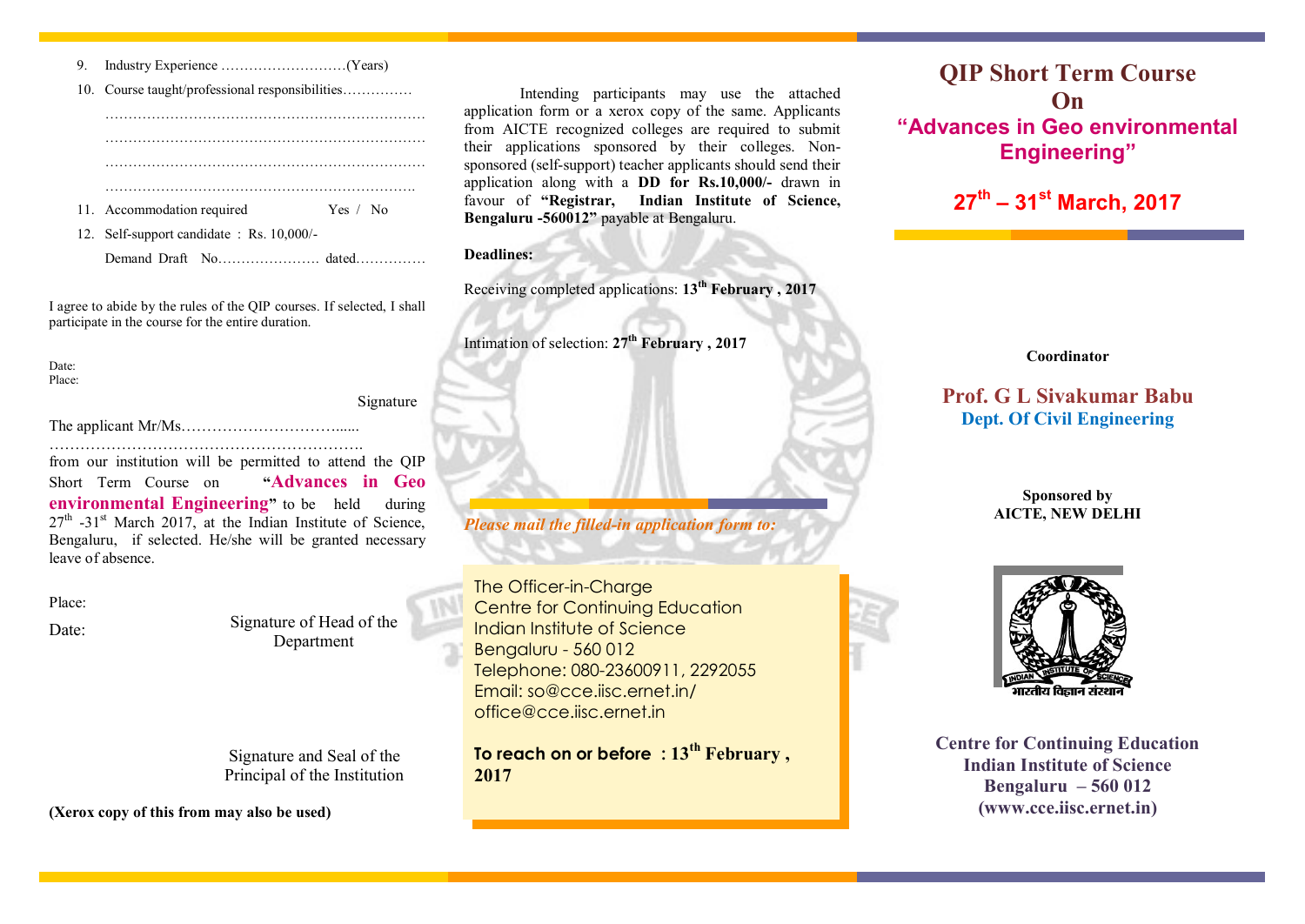9. Industry Experience ………………………(Years)
10. Course taught/professional responsibilities……………

………………………………………………………………

………………………………………………………………

………………………………………………………………

…………………………………………………………….

11. Accommodation required Yes / No
12. Self-support candidate : Rs. 10,000/-

Demand Draft No…………………. dated……………

I agree to abide by the rules of the QIP courses. If selected, I shall participate in the course for the entire duration.

Date:
Place:

Signature

The applicant Mr/Ms…………………………......

…………………………………………………….

from our institution will be permitted to attend the QIP Short Term Course on "**Advances in Geo environmental Engineering**" to be held during $27^{th}$ -$31^{st}$ March 2017, at the Indian Institute of Science, Bengaluru, if selected. He/she will be granted necessary leave of absence.

Place:

Date:

Signature of Head of the Department

Signature and Seal of the Principal of the Institution

**(Xerox copy of this from may also be used)**

Intending participants may use the attached application form or a xerox copy of the same. Applicants from AICTE recognized colleges are required to submit their applications sponsored by their colleges. Non-sponsored (self-support) teacher applicants should send their application along with a **DD for Rs.10,000/-** drawn in favour of **"Registrar, Indian Institute of Science, Bengaluru -560012"** payable at Bengaluru.

**Deadlines:**

Receiving completed applications: **$13^{th}$ February , 2017**

Intimation of selection: **$27^{th}$ February , 2017**

*Please mail the filled-in application form to:*

The Officer-in-Charge
Centre for Continuing Education
Indian Institute of Science
Bengaluru - 560 012
Telephone: 080-23600911, 2292055
Email: so@cce.iisc.ernet.in/
office@cce.iisc.ernet.in

**To reach on or before : $13^{th}$ February , 2017**

# QIP Short Term Course On "Advances in Geo environmental Engineering"

## $27^{th}$ – $31^{st}$ March, 2017

**Coordinator**

**Prof. G L Sivakumar Babu**
**Dept. Of Civil Engineering**

**Sponsored by**
**AICTE, NEW DELHI**

**Centre for Continuing Education**
**Indian Institute of Science**
**Bengaluru – 560 012**
**(www.cce.iisc.ernet.in)**